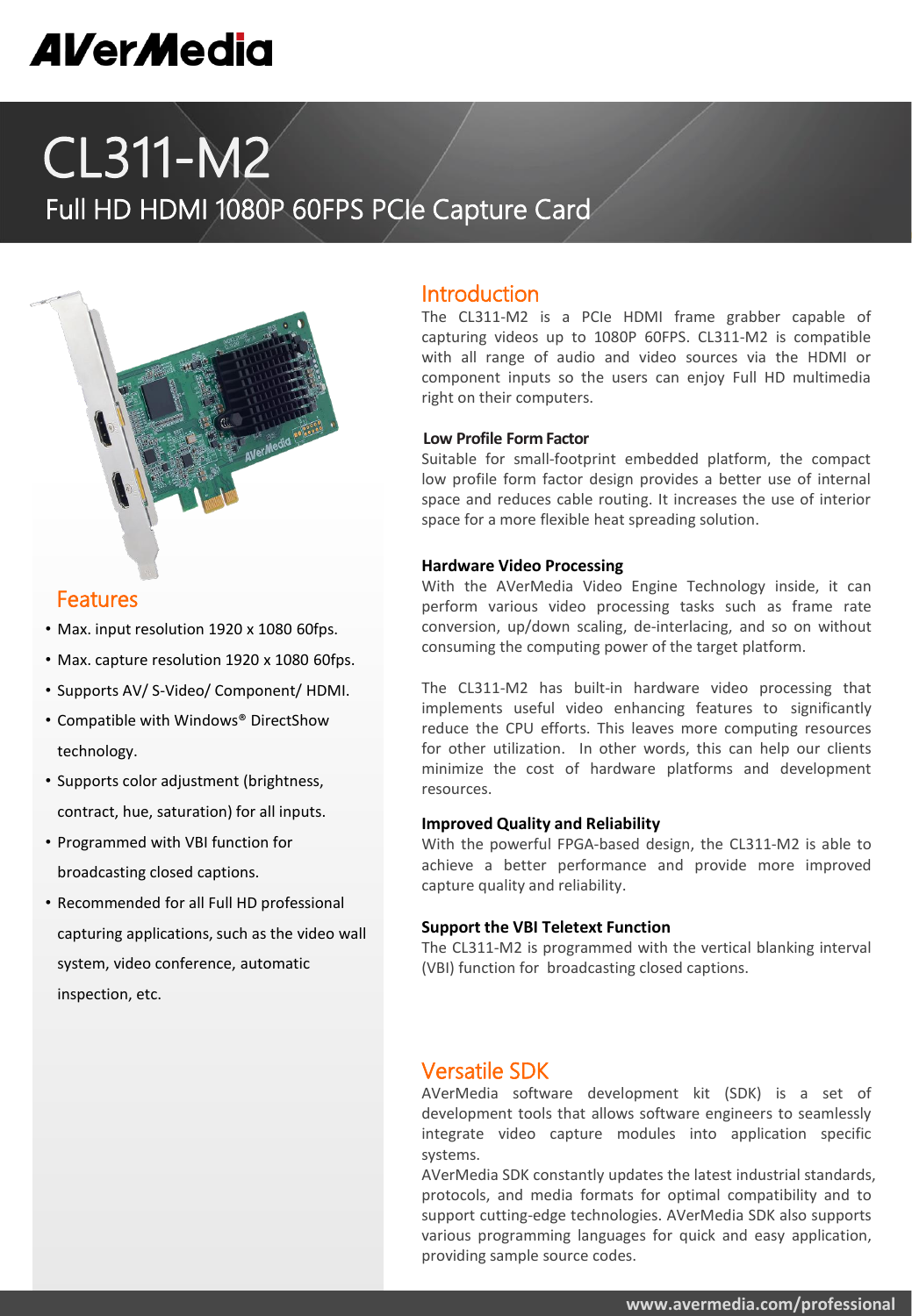AVerMedia

# CL311-M2

## Full HD HDMI 1080P 60FPS PCIe Capture Card

## Introduction

The CL311-M2 is a PCIe HDMI frame grabber capable of capturing videos up to 1080P 60FPS. CL311-M2 is compatible with all range of audio and video sources via the HDMI or component inputs so the users can enjoy Full HD multimedia right on their computers.

### Low Profile Form Factor

Suitable for small-footprint embedded platform, the compact low profile form factor design provides a better use of internal space and reduces cable routing. It increases the use of interior space for a more flexible heat spreading solution.

### Hardware Video Processing

With the AVerMedia Video Engine Technology inside, it can perform various video processing tasks such as frame rate conversion, up/down scaling, de-interlacing, and so on without consuming the computing power of the target platform.

The CL311-M2 has built-in hardware video processing that implements useful video enhancing features to significantly reduce the CPU efforts. This leaves more computing resources for other utilization. In other words, this can help our clients minimize the cost of hardware platforms and development resources.

### Improved Quality and Reliability

With the powerful FPGA-based design, the CL311-M2 is able to achieve a better performance and provide more improved capture quality and reliability.

### Support the VBI Teletext Function

The CL311-M2 is programmed with the vertical blanking interval (VBI) function for broadcasting closed captions.

## Features

- Max. input resolution 1920 x 1080 60fps.
- Max. capture resolution 1920 x 1080 60fps.
- Supports AV/ S-Video/ Component/ HDMI.
- Compatible with Windows® DirectShow technology.
- Supports color adjustment (brightness, contract, hue, saturation) for all inputs.
- Programmed with VBI function for broadcasting closed captions.
- Recommended for all Full HD professional capturing applications, such as the video wall system, video conference, automatic inspection, etc.

## Versatile SDK

AVerMedia software development kit (SDK) is a set of development tools that allows software engineers to seamlessly integrate video capture modules into application specific systems.

AVerMedia SDK constantly updates the latest industrial standards, protocols, and media formats for optimal compatibility and to support cutting-edge technologies. AVerMedia SDK also supports various programming languages for quick and easy application, providing sample source codes.

www.avermedia.com/professional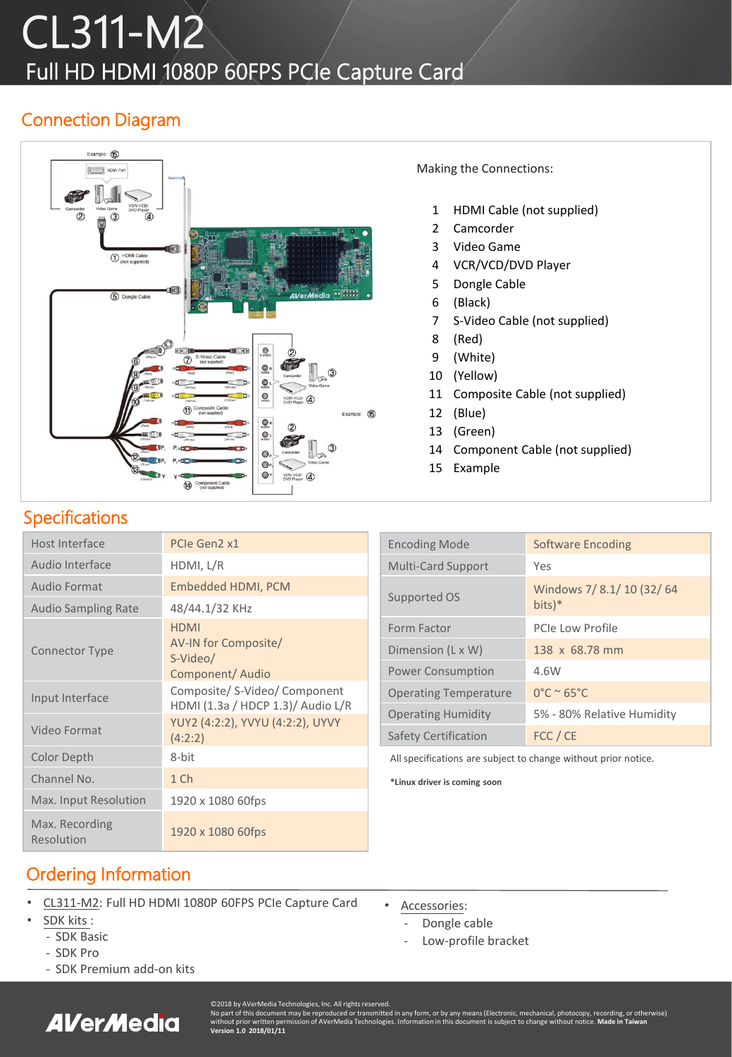# CL311-M2

## Full HD HDMI 1080P 60FPS PCIe Capture Card

## Connection Diagram

Making the Connections:

1. HDMI Cable (not supplied)
2. Camcorder
3. Video Game
4. VCR/VCD/DVD Player
5. Dongle Cable
6. (Black)
7. S-Video Cable (not supplied)
8. (Red)
9. (White)
10. (Yellow)
11. Composite Cable (not supplied)
12. (Blue)
13. (Green)
14. Component Cable (not supplied)
15. Example

## Specifications

| | |
|---|---|
| Host Interface | PCIe Gen2 x1 |
| Audio Interface | HDMI, L/R |
| Audio Format | Embedded HDMI, PCM |
| Audio Sampling Rate | 48/44.1/32 KHz |
| Connector Type | HDMI<br>AV-IN for Composite/ S-Video/ Component/ Audio |
| Input Interface | Composite/ S-Video/ Component<br>HDMI (1.3a / HDCP 1.3)/ Audio L/R |
| Video Format | YUY2 (4:2:2), YVYU (4:2:2), UYVY (4:2:2) |
| Color Depth | 8-bit |
| Channel No. | 1 Ch |
| Max. Input Resolution | 1920 x 1080 60fps |
| Max. Recording Resolution | 1920 x 1080 60fps |

| | |
|---|---|
| Encoding Mode | Software Encoding |
| Multi-Card Support | Yes |
| Supported OS | Windows 7/ 8.1/ 10 (32/ 64 bits)* |
| Form Factor | PCIe Low Profile |
| Dimension (L x W) | 138 x 68.78 mm |
| Power Consumption | 4.6W |
| Operating Temperature | 0°C ~ 65°C |
| Operating Humidity | 5% - 80% Relative Humidity |
| Safety Certification | FCC / CE |

All specifications are subject to change without prior notice.

***Linux driver is coming soon**

## Ordering Information

- CL311-M2: Full HD HDMI 1080P 60FPS PCIe Capture Card
- SDK kits :
  - SDK Basic
  - SDK Pro
  - SDK Premium add-on kits
- Accessories:
  - Dongle cable
  - Low-profile bracket

©2018 by AVerMedia Technologies, Inc. All rights reserved.
No part of this document may be reproduced or transmitted in any form, or by any means (Electronic, mechanical, photocopy, recording, or otherwise) without prior written permission of AVerMedia Technologies. Information in this document is subject to change without notice. **Made in Taiwan**
**Version 1.0 2018/01/11**